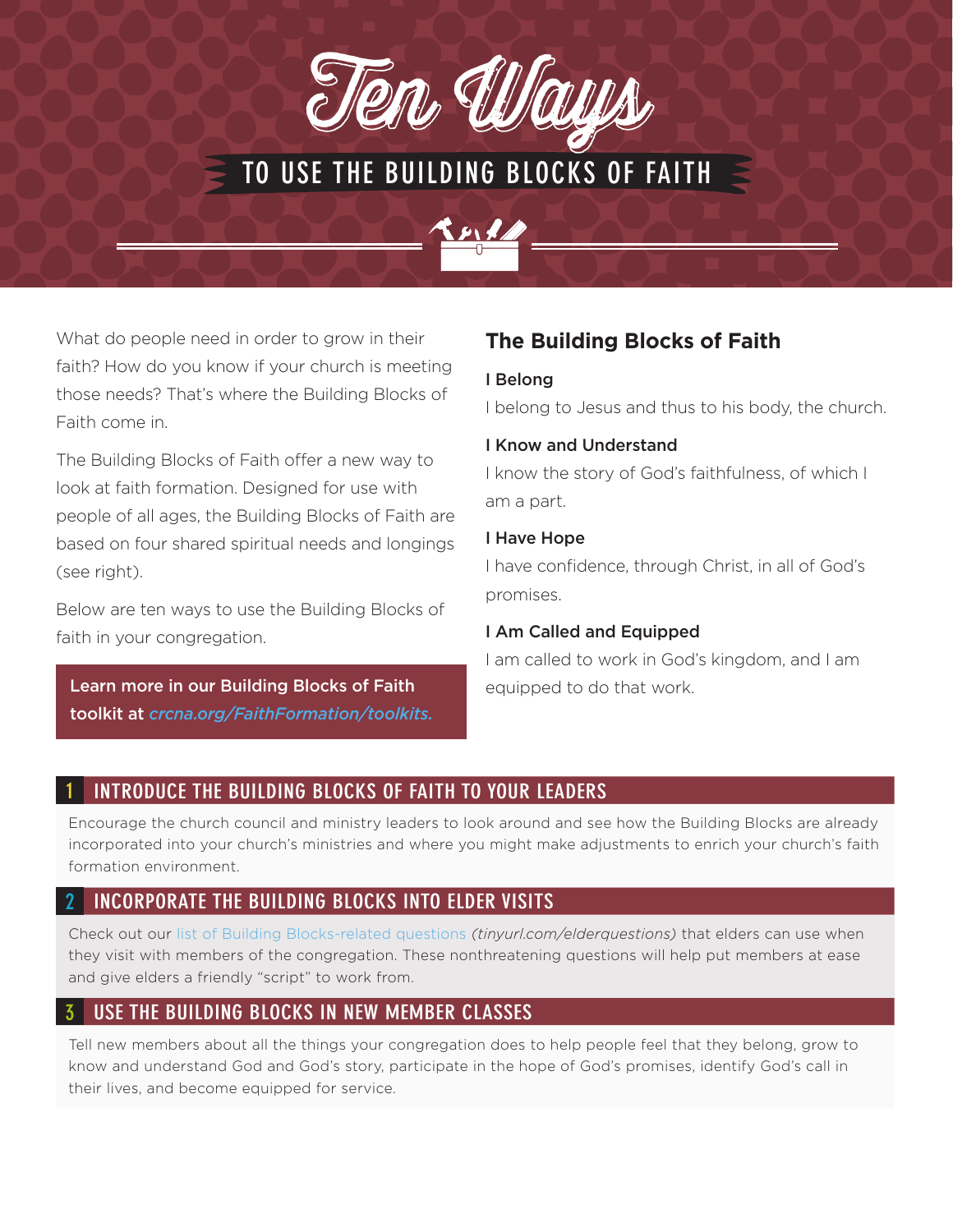# Ten Ways

## TO USE THE BUILDING BLOCKS OF FAITH

What do people need in order to grow in their faith? How do you know if your church is meeting those needs? That's where the Building Blocks of Faith come in.

The Building Blocks of Faith offer a new way to look at faith formation. Designed for use with people of all ages, the Building Blocks of Faith are based on four shared spiritual needs and longings (see right).

Below are ten ways to use the Building Blocks of faith in your congregation.

**Learn more in our Building Blocks of Faith toolkit at** ***crcna.org/FaithFormation/toolkits.***

### The Building Blocks of Faith

**I Belong**

I belong to Jesus and thus to his body, the church.

**I Know and Understand**

I know the story of God's faithfulness, of which I am a part.

**I Have Hope**

I have confidence, through Christ, in all of God's promises.

**I Am Called and Equipped**

I am called to work in God's kingdom, and I am equipped to do that work.

### 1 INTRODUCE THE BUILDING BLOCKS OF FAITH TO YOUR LEADERS

Encourage the church council and ministry leaders to look around and see how the Building Blocks are already incorporated into your church's ministries and where you might make adjustments to enrich your church's faith formation environment.

### 2 INCORPORATE THE BUILDING BLOCKS INTO ELDER VISITS

Check out our list of Building Blocks-related questions *(tinyurl.com/elderquestions)* that elders can use when they visit with members of the congregation. These nonthreatening questions will help put members at ease and give elders a friendly "script" to work from.

### 3 USE THE BUILDING BLOCKS IN NEW MEMBER CLASSES

Tell new members about all the things your congregation does to help people feel that they belong, grow to know and understand God and God's story, participate in the hope of God's promises, identify God's call in their lives, and become equipped for service.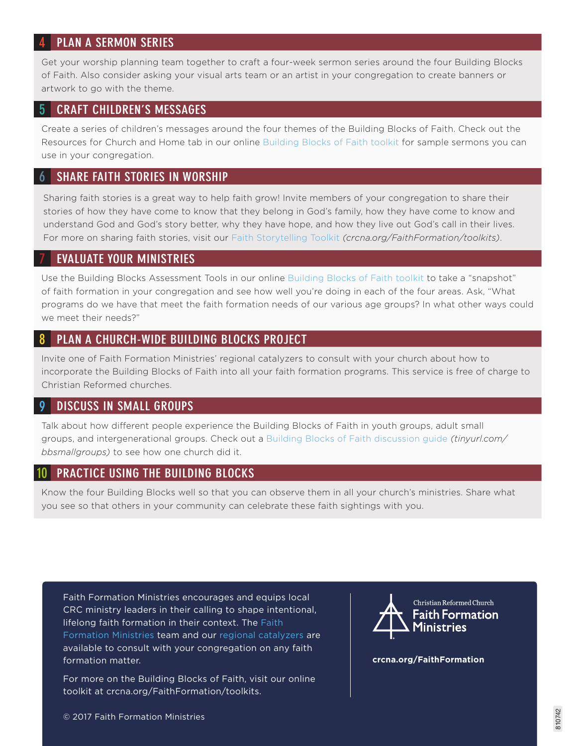## 4 PLAN A SERMON SERIES

Get your worship planning team together to craft a four-week sermon series around the four Building Blocks of Faith. Also consider asking your visual arts team or an artist in your congregation to create banners or artwork to go with the theme.

## 5 CRAFT CHILDREN'S MESSAGES

Create a series of children's messages around the four themes of the Building Blocks of Faith. Check out the Resources for Church and Home tab in our online Building Blocks of Faith toolkit for sample sermons you can use in your congregation.

## 6 SHARE FAITH STORIES IN WORSHIP

Sharing faith stories is a great way to help faith grow! Invite members of your congregation to share their stories of how they have come to know that they belong in God's family, how they have come to know and understand God and God's story better, why they have hope, and how they live out God's call in their lives. For more on sharing faith stories, visit our Faith Storytelling Toolkit *(crcna.org/FaithFormation/toolkits)*.

## 7 EVALUATE YOUR MINISTRIES

Use the Building Blocks Assessment Tools in our online Building Blocks of Faith toolkit to take a "snapshot" of faith formation in your congregation and see how well you're doing in each of the four areas. Ask, "What programs do we have that meet the faith formation needs of our various age groups? In what other ways could we meet their needs?"

## 8 PLAN A CHURCH-WIDE BUILDING BLOCKS PROJECT

Invite one of Faith Formation Ministries' regional catalyzers to consult with your church about how to incorporate the Building Blocks of Faith into all your faith formation programs. This service is free of charge to Christian Reformed churches.

## 9 DISCUSS IN SMALL GROUPS

Talk about how different people experience the Building Blocks of Faith in youth groups, adult small groups, and intergenerational groups. Check out a Building Blocks of Faith discussion guide *(tinyurl.com/bbsmallgroups)* to see how one church did it.

## 10 PRACTICE USING THE BUILDING BLOCKS

Know the four Building Blocks well so that you can observe them in all your church's ministries. Share what you see so that others in your community can celebrate these faith sightings with you.

Faith Formation Ministries encourages and equips local CRC ministry leaders in their calling to shape intentional, lifelong faith formation in their context. The Faith Formation Ministries team and our regional catalyzers are available to consult with your congregation on any faith formation matter.

For more on the Building Blocks of Faith, visit our online toolkit at crcna.org/FaithFormation/toolkits.

© 2017 Faith Formation Ministries

Christian Reformed Church
**Faith Formation Ministries**

**crcna.org/FaithFormation**

810742